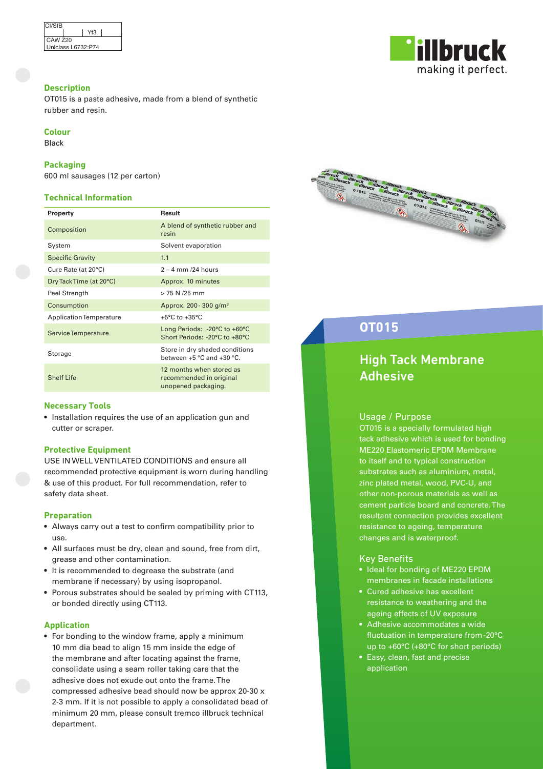| CI/SfB | Yt3 |
| --- | --- |
| CAW Z20 | |
| Uniclass L6732:P74 | |

illbruck
making it perfect.

# OT015

## High Tack Membrane Adhesive

### Usage / Purpose

OT015 is a specially formulated high tack adhesive which is used for bonding ME220 Elastomeric EPDM Membrane to itself and to typical construction substrates such as aluminium, metal, zinc plated metal, wood, PVC-U, and other non-porous materials as well as cement particle board and concrete. The resultant connection provides excellent resistance to ageing, temperature changes and is waterproof.

### Key Benefits

- Ideal for bonding of ME220 EPDM membranes in facade installations
- Cured adhesive has excellent resistance to weathering and the ageing effects of UV exposure
- Adhesive accommodates a wide fluctuation in temperature from -20°C up to +60°C (+80°C for short periods)
- Easy, clean, fast and precise application

### Description

OT015 is a paste adhesive, made from a blend of synthetic rubber and resin.

### Colour

Black

### Packaging

600 ml sausages (12 per carton)

### Technical Information

| Property | Result |
| --- | --- |
| Composition | A blend of synthetic rubber and resin |
| System | Solvent evaporation |
| Specific Gravity | 1.1 |
| Cure Rate (at 20°C) | 2 – 4 mm /24 hours |
| Dry Tack Time (at 20°C) | Approx. 10 minutes |
| Peel Strength | > 75 N /25 mm |
| Consumption | Approx. 200 - 300 g/m² |
| Application Temperature | +5°C to +35°C |
| Service Temperature | Long Periods: -20°C to +60°C<br>Short Periods: -20°C to +80°C |
| Storage | Store in dry shaded conditions between +5 °C and +30 °C. |
| Shelf Life | 12 months when stored as recommended in original unopened packaging. |

### Necessary Tools

- Installation requires the use of an application gun and cutter or scraper.

### Protective Equipment

USE IN WELL VENTILATED CONDITIONS and ensure all recommended protective equipment is worn during handling & use of this product. For full recommendation, refer to safety data sheet.

### Preparation

- Always carry out a test to confirm compatibility prior to use.
- All surfaces must be dry, clean and sound, free from dirt, grease and other contamination.
- It is recommended to degrease the substrate (and membrane if necessary) by using isopropanol.
- Porous substrates should be sealed by priming with CT113, or bonded directly using CT113.

### Application

- For bonding to the window frame, apply a minimum 10 mm dia bead to align 15 mm inside the edge of the membrane and after locating against the frame, consolidate using a seam roller taking care that the adhesive does not exude out onto the frame. The compressed adhesive bead should now be approx 20-30 x 2-3 mm. If it is not possible to apply a consolidated bead of minimum 20 mm, please consult tremco illbruck technical department.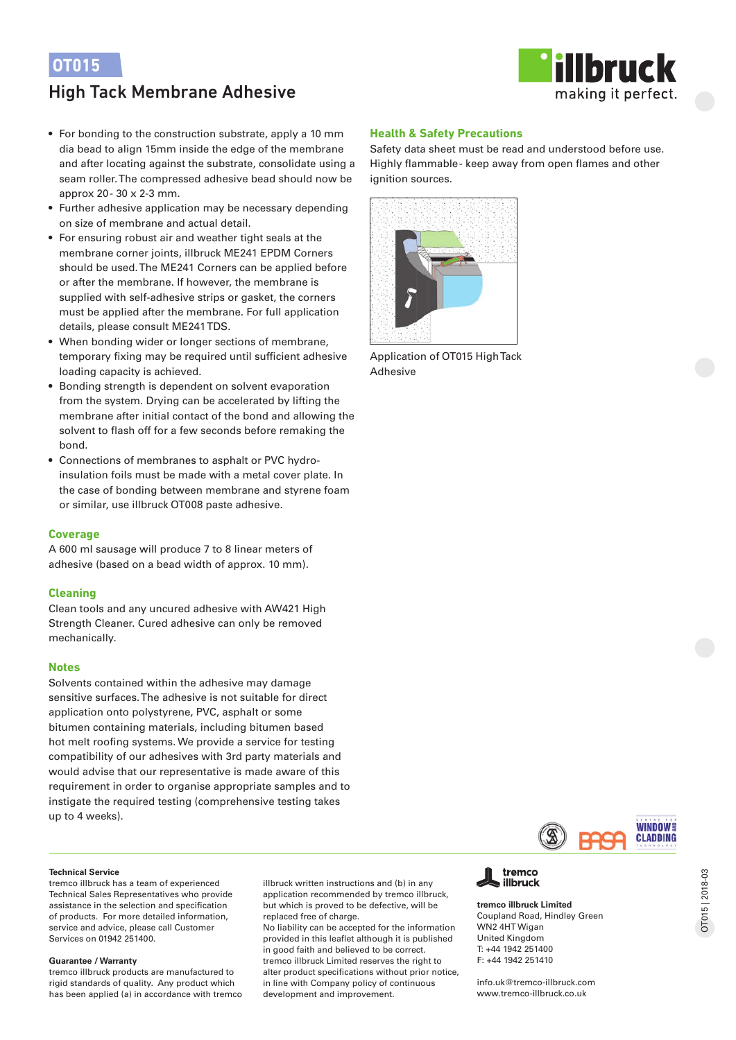# OT015

## High Tack Membrane Adhesive

- For bonding to the construction substrate, apply a 10 mm dia bead to align 15mm inside the edge of the membrane and after locating against the substrate, consolidate using a seam roller. The compressed adhesive bead should now be approx 20 - 30 x 2-3 mm.
- Further adhesive application may be necessary depending on size of membrane and actual detail.
- For ensuring robust air and weather tight seals at the membrane corner joints, illbruck ME241 EPDM Corners should be used. The ME241 Corners can be applied before or after the membrane. If however, the membrane is supplied with self-adhesive strips or gasket, the corners must be applied after the membrane. For full application details, please consult ME241 TDS.
- When bonding wider or longer sections of membrane, temporary fixing may be required until sufficient adhesive loading capacity is achieved.
- Bonding strength is dependent on solvent evaporation from the system. Drying can be accelerated by lifting the membrane after initial contact of the bond and allowing the solvent to flash off for a few seconds before remaking the bond.
- Connections of membranes to asphalt or PVC hydro-insulation foils must be made with a metal cover plate. In the case of bonding between membrane and styrene foam or similar, use illbruck OT008 paste adhesive.

### Coverage

A 600 ml sausage will produce 7 to 8 linear meters of adhesive (based on a bead width of approx. 10 mm).

### Cleaning

Clean tools and any uncured adhesive with AW421 High Strength Cleaner. Cured adhesive can only be removed mechanically.

### Notes

Solvents contained within the adhesive may damage sensitive surfaces. The adhesive is not suitable for direct application onto polystyrene, PVC, asphalt or some bitumen containing materials, including bitumen based hot melt roofing systems. We provide a service for testing compatibility of our adhesives with 3rd party materials and would advise that our representative is made aware of this requirement in order to organise appropriate samples and to instigate the required testing (comprehensive testing takes up to 4 weeks).

### Health & Safety Precautions

Safety data sheet must be read and understood before use. Highly flammable - keep away from open flames and other ignition sources.

Application of OT015 High Tack Adhesive

**Technical Service**
tremco illbruck has a team of experienced Technical Sales Representatives who provide assistance in the selection and specification of products. For more detailed information, service and advice, please call Customer Services on 01942 251400.

**Guarantee / Warranty**
tremco illbruck products are manufactured to rigid standards of quality. Any product which has been applied (a) in accordance with tremco illbruck written instructions and (b) in any application recommended by tremco illbruck, but which is proved to be defective, will be replaced free of charge.
No liability can be accepted for the information provided in this leaflet although it is published in good faith and believed to be correct.
tremco illbruck Limited reserves the right to alter product specifications without prior notice, in line with Company policy of continuous development and improvement.

**tremco illbruck Limited**
Coupland Road, Hindley Green
WN2 4HT Wigan
United Kingdom
T: +44 1942 251400
F: +44 1942 251410

info.uk@tremco-illbruck.com
www.tremco-illbruck.co.uk

OT015 | 2018-03